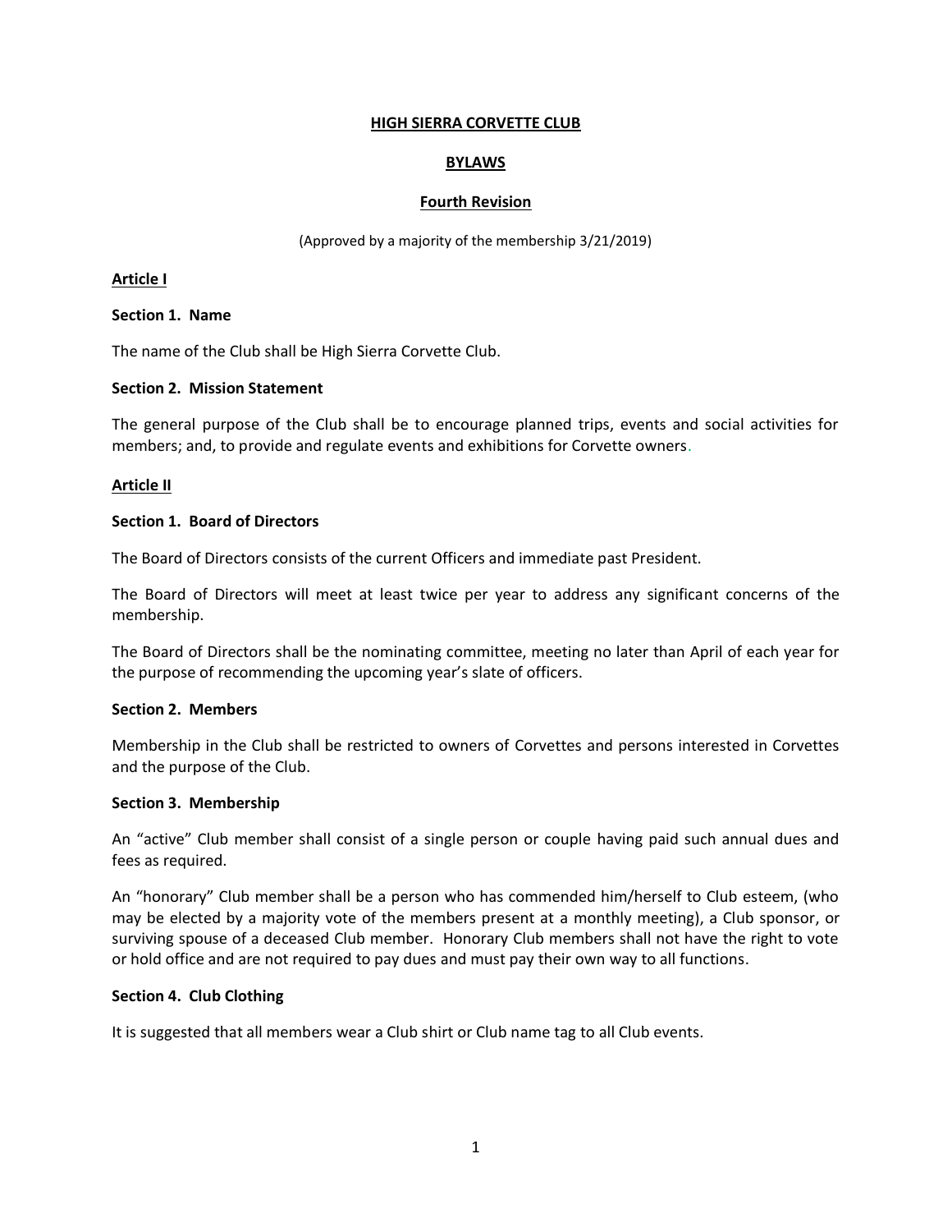# HIGH SIERRA CORVETTE CLUB

## BYLAWS

## Fourth Revision

(Approved by a majority of the membership 3/21/2019)

## Article I

### Section 1. Name

The name of the Club shall be High Sierra Corvette Club.

### Section 2. Mission Statement

The general purpose of the Club shall be to encourage planned trips, events and social activities for members; and, to provide and regulate events and exhibitions for Corvette owners.

## Article II

### Section 1. Board of Directors

The Board of Directors consists of the current Officers and immediate past President.

The Board of Directors will meet at least twice per year to address any significant concerns of the membership.

The Board of Directors shall be the nominating committee, meeting no later than April of each year for the purpose of recommending the upcoming year's slate of officers.

### Section 2. Members

Membership in the Club shall be restricted to owners of Corvettes and persons interested in Corvettes and the purpose of the Club.

### Section 3. Membership

An "active" Club member shall consist of a single person or couple having paid such annual dues and fees as required.

An "honorary" Club member shall be a person who has commended him/herself to Club esteem, (who may be elected by a majority vote of the members present at a monthly meeting), a Club sponsor, or surviving spouse of a deceased Club member. Honorary Club members shall not have the right to vote or hold office and are not required to pay dues and must pay their own way to all functions.

### Section 4. Club Clothing

It is suggested that all members wear a Club shirt or Club name tag to all Club events.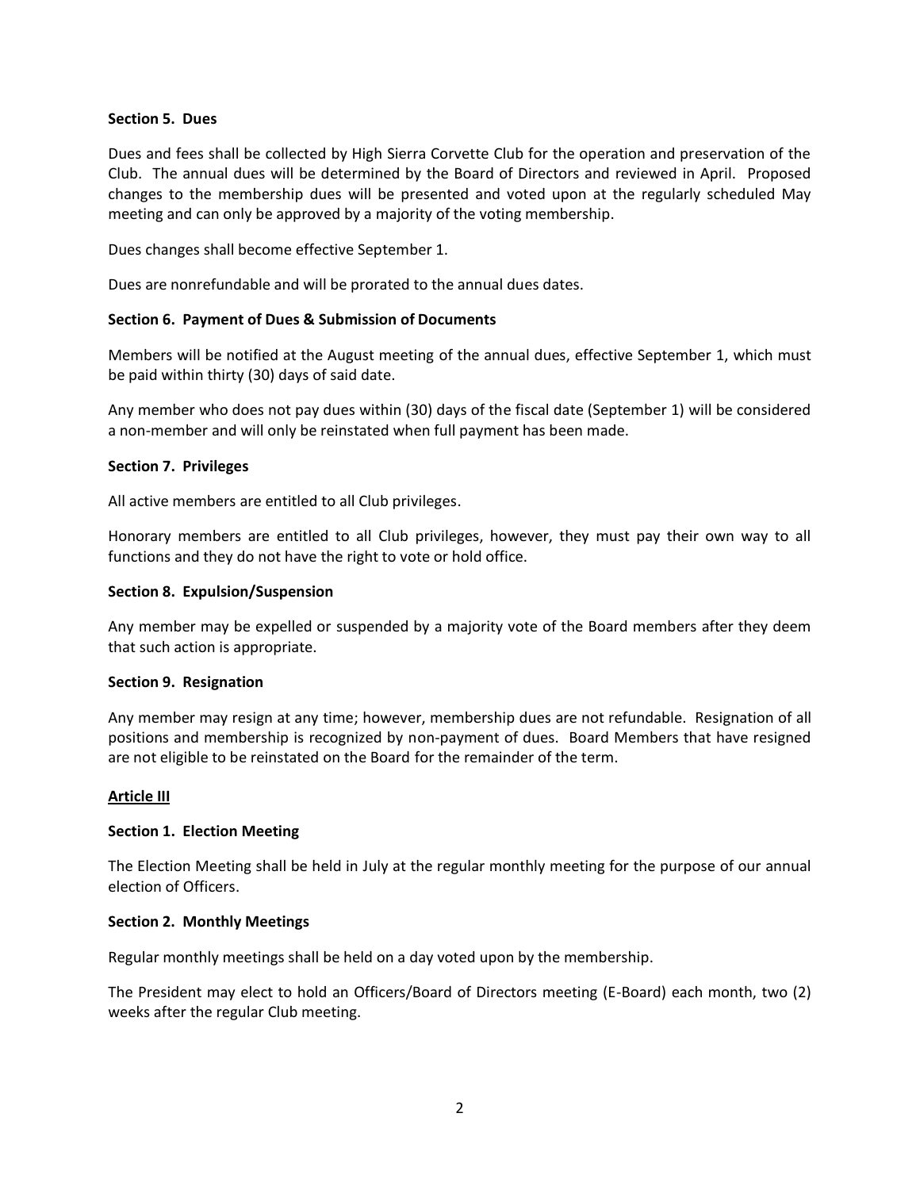**Section 5. Dues**

Dues and fees shall be collected by High Sierra Corvette Club for the operation and preservation of the Club. The annual dues will be determined by the Board of Directors and reviewed in April. Proposed changes to the membership dues will be presented and voted upon at the regularly scheduled May meeting and can only be approved by a majority of the voting membership.

Dues changes shall become effective September 1.

Dues are nonrefundable and will be prorated to the annual dues dates.

**Section 6. Payment of Dues & Submission of Documents**

Members will be notified at the August meeting of the annual dues, effective September 1, which must be paid within thirty (30) days of said date.

Any member who does not pay dues within (30) days of the fiscal date (September 1) will be considered a non-member and will only be reinstated when full payment has been made.

**Section 7. Privileges**

All active members are entitled to all Club privileges.

Honorary members are entitled to all Club privileges, however, they must pay their own way to all functions and they do not have the right to vote or hold office.

**Section 8. Expulsion/Suspension**

Any member may be expelled or suspended by a majority vote of the Board members after they deem that such action is appropriate.

**Section 9. Resignation**

Any member may resign at any time; however, membership dues are not refundable. Resignation of all positions and membership is recognized by non-payment of dues. Board Members that have resigned are not eligible to be reinstated on the Board for the remainder of the term.

## Article III

**Section 1. Election Meeting**

The Election Meeting shall be held in July at the regular monthly meeting for the purpose of our annual election of Officers.

**Section 2. Monthly Meetings**

Regular monthly meetings shall be held on a day voted upon by the membership.

The President may elect to hold an Officers/Board of Directors meeting (E-Board) each month, two (2) weeks after the regular Club meeting.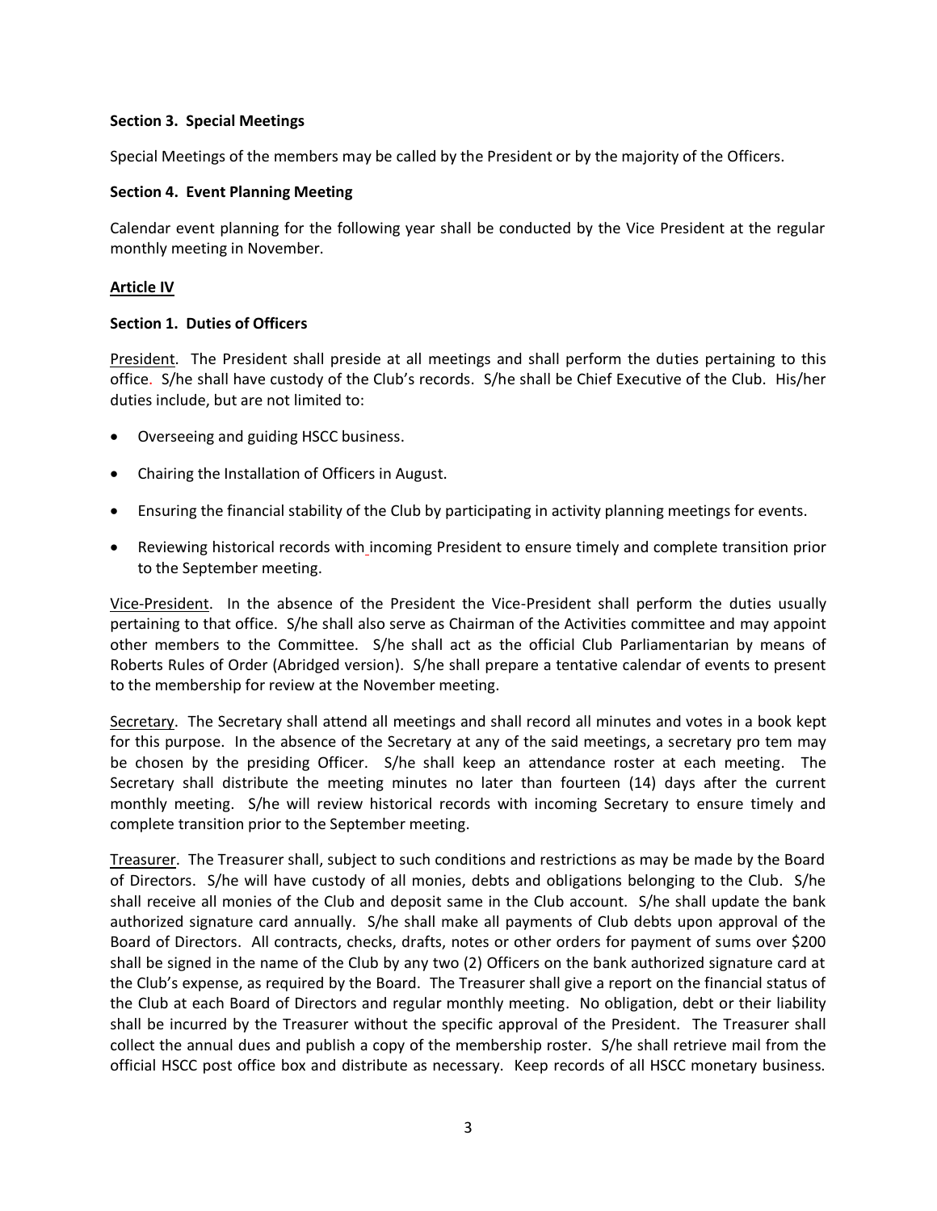**Section 3. Special Meetings**

Special Meetings of the members may be called by the President or by the majority of the Officers.

**Section 4. Event Planning Meeting**

Calendar event planning for the following year shall be conducted by the Vice President at the regular monthly meeting in November.

**<u>Article IV</u>**

**Section 1. Duties of Officers**

<u>President</u>. The President shall preside at all meetings and shall perform the duties pertaining to this office. S/he shall have custody of the Club's records. S/he shall be Chief Executive of the Club. His/her duties include, but are not limited to:

- Overseeing and guiding HSCC business.
- Chairing the Installation of Officers in August.
- Ensuring the financial stability of the Club by participating in activity planning meetings for events.
- Reviewing historical records with incoming President to ensure timely and complete transition prior to the September meeting.

<u>Vice-President</u>. In the absence of the President the Vice-President shall perform the duties usually pertaining to that office. S/he shall also serve as Chairman of the Activities committee and may appoint other members to the Committee. S/he shall act as the official Club Parliamentarian by means of Roberts Rules of Order (Abridged version). S/he shall prepare a tentative calendar of events to present to the membership for review at the November meeting.

<u>Secretary</u>. The Secretary shall attend all meetings and shall record all minutes and votes in a book kept for this purpose. In the absence of the Secretary at any of the said meetings, a secretary pro tem may be chosen by the presiding Officer. S/he shall keep an attendance roster at each meeting. The Secretary shall distribute the meeting minutes no later than fourteen (14) days after the current monthly meeting. S/he will review historical records with incoming Secretary to ensure timely and complete transition prior to the September meeting.

<u>Treasurer</u>. The Treasurer shall, subject to such conditions and restrictions as may be made by the Board of Directors. S/he will have custody of all monies, debts and obligations belonging to the Club. S/he shall receive all monies of the Club and deposit same in the Club account. S/he shall update the bank authorized signature card annually. S/he shall make all payments of Club debts upon approval of the Board of Directors. All contracts, checks, drafts, notes or other orders for payment of sums over $200 shall be signed in the name of the Club by any two (2) Officers on the bank authorized signature card at the Club's expense, as required by the Board. The Treasurer shall give a report on the financial status of the Club at each Board of Directors and regular monthly meeting. No obligation, debt or their liability shall be incurred by the Treasurer without the specific approval of the President. The Treasurer shall collect the annual dues and publish a copy of the membership roster. S/he shall retrieve mail from the official HSCC post office box and distribute as necessary. Keep records of all HSCC monetary business.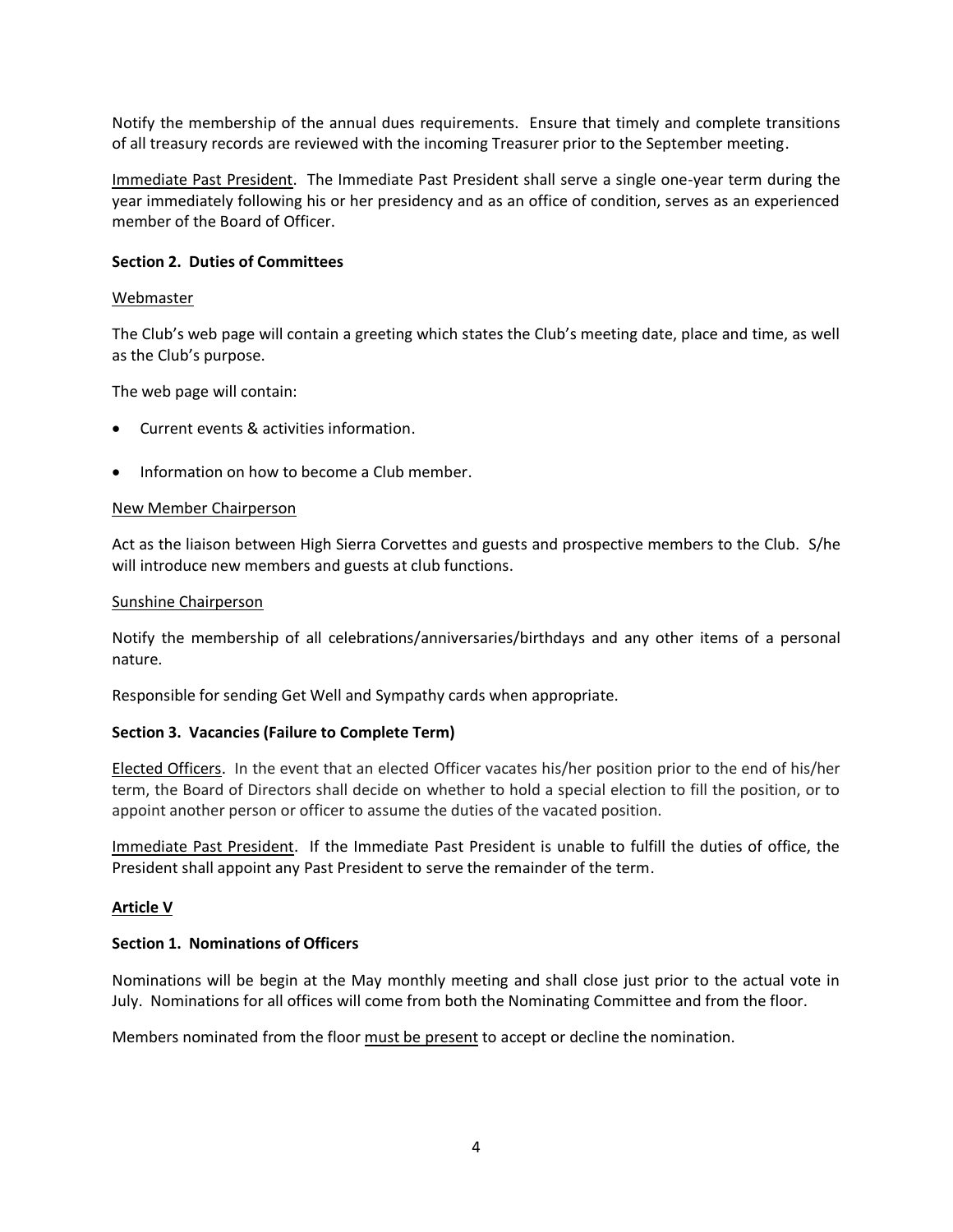Notify the membership of the annual dues requirements. Ensure that timely and complete transitions of all treasury records are reviewed with the incoming Treasurer prior to the September meeting.

Immediate Past President. The Immediate Past President shall serve a single one-year term during the year immediately following his or her presidency and as an office of condition, serves as an experienced member of the Board of Officer.

**Section 2. Duties of Committees**

Webmaster

The Club's web page will contain a greeting which states the Club's meeting date, place and time, as well as the Club's purpose.

The web page will contain:

- Current events & activities information.
- Information on how to become a Club member.

New Member Chairperson

Act as the liaison between High Sierra Corvettes and guests and prospective members to the Club. S/he will introduce new members and guests at club functions.

Sunshine Chairperson

Notify the membership of all celebrations/anniversaries/birthdays and any other items of a personal nature.

Responsible for sending Get Well and Sympathy cards when appropriate.

**Section 3. Vacancies (Failure to Complete Term)**

Elected Officers. In the event that an elected Officer vacates his/her position prior to the end of his/her term, the Board of Directors shall decide on whether to hold a special election to fill the position, or to appoint another person or officer to assume the duties of the vacated position.

Immediate Past President. If the Immediate Past President is unable to fulfill the duties of office, the President shall appoint any Past President to serve the remainder of the term.

**Article V**

**Section 1. Nominations of Officers**

Nominations will be begin at the May monthly meeting and shall close just prior to the actual vote in July. Nominations for all offices will come from both the Nominating Committee and from the floor.

Members nominated from the floor must be present to accept or decline the nomination.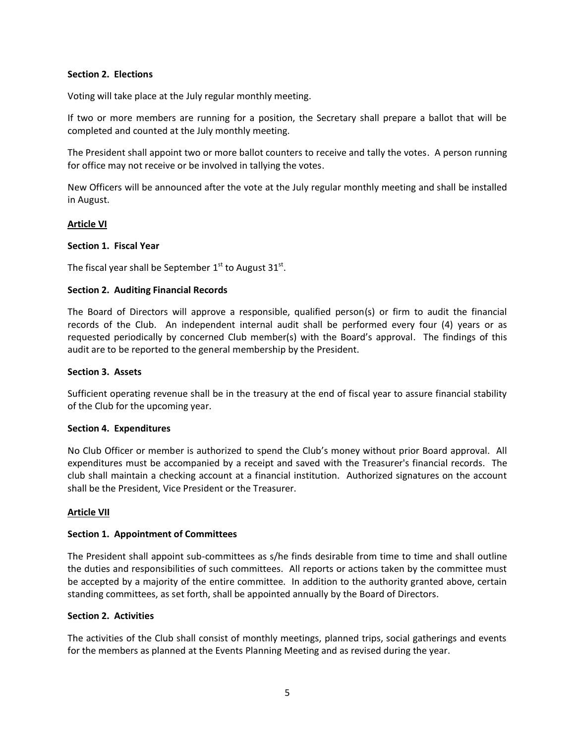**Section 2. Elections**

Voting will take place at the July regular monthly meeting.

If two or more members are running for a position, the Secretary shall prepare a ballot that will be completed and counted at the July monthly meeting.

The President shall appoint two or more ballot counters to receive and tally the votes. A person running for office may not receive or be involved in tallying the votes.

New Officers will be announced after the vote at the July regular monthly meeting and shall be installed in August.

## Article VI

**Section 1. Fiscal Year**

The fiscal year shall be September 1st to August 31st.

**Section 2. Auditing Financial Records**

The Board of Directors will approve a responsible, qualified person(s) or firm to audit the financial records of the Club. An independent internal audit shall be performed every four (4) years or as requested periodically by concerned Club member(s) with the Board's approval. The findings of this audit are to be reported to the general membership by the President.

**Section 3. Assets**

Sufficient operating revenue shall be in the treasury at the end of fiscal year to assure financial stability of the Club for the upcoming year.

**Section 4. Expenditures**

No Club Officer or member is authorized to spend the Club's money without prior Board approval. All expenditures must be accompanied by a receipt and saved with the Treasurer's financial records. The club shall maintain a checking account at a financial institution. Authorized signatures on the account shall be the President, Vice President or the Treasurer.

## Article VII

**Section 1. Appointment of Committees**

The President shall appoint sub-committees as s/he finds desirable from time to time and shall outline the duties and responsibilities of such committees. All reports or actions taken by the committee must be accepted by a majority of the entire committee. In addition to the authority granted above, certain standing committees, as set forth, shall be appointed annually by the Board of Directors.

**Section 2. Activities**

The activities of the Club shall consist of monthly meetings, planned trips, social gatherings and events for the members as planned at the Events Planning Meeting and as revised during the year.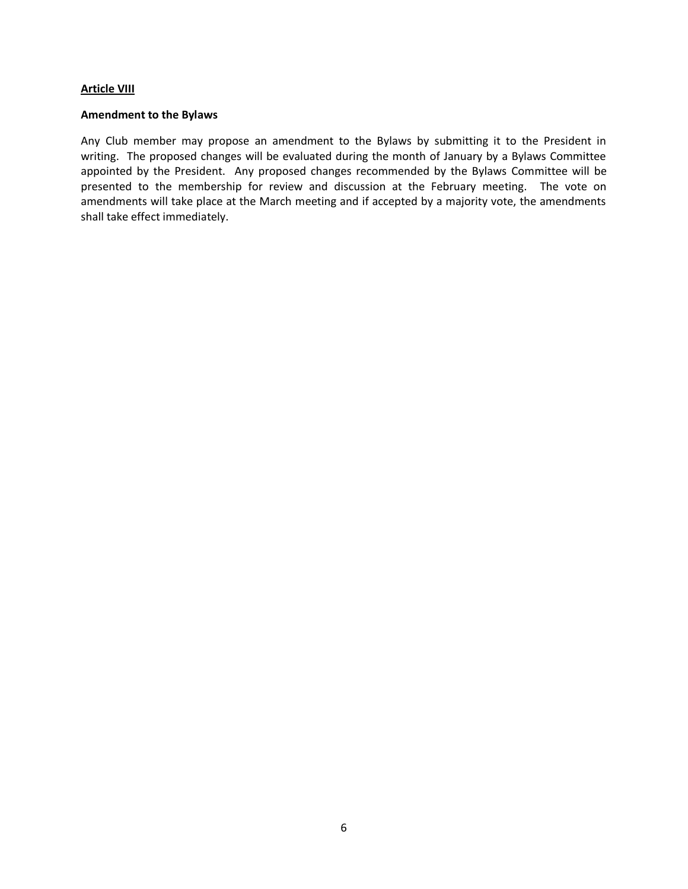**<u>Article VIII</u>**

**Amendment to the Bylaws**

Any Club member may propose an amendment to the Bylaws by submitting it to the President in writing. The proposed changes will be evaluated during the month of January by a Bylaws Committee appointed by the President. Any proposed changes recommended by the Bylaws Committee will be presented to the membership for review and discussion at the February meeting. The vote on amendments will take place at the March meeting and if accepted by a majority vote, the amendments shall take effect immediately.